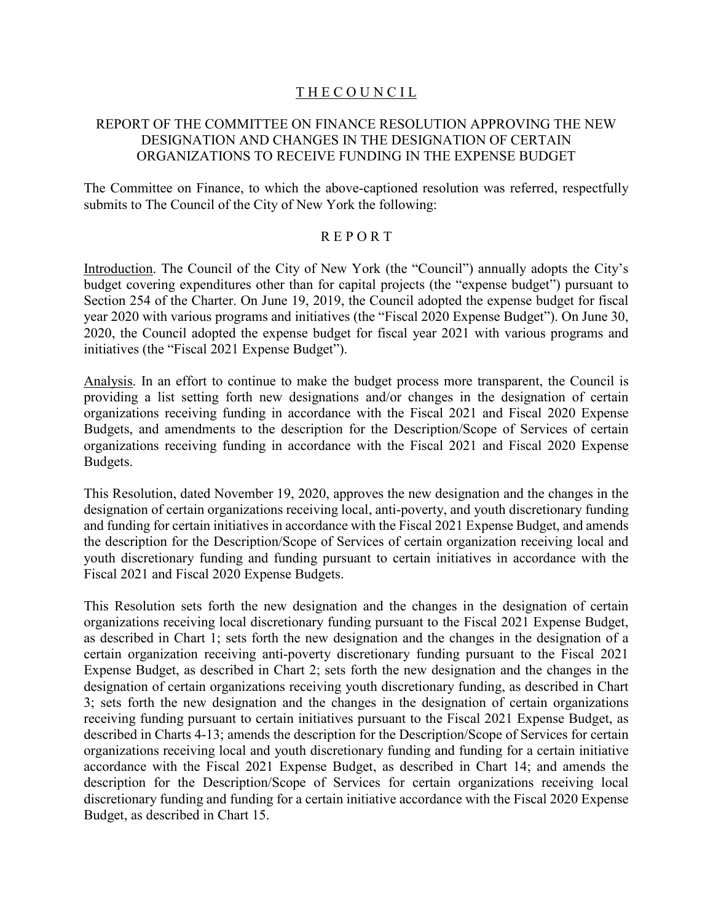# THECOUNCIL

## REPORT OF THE COMMITTEE ON FINANCE RESOLUTION APPROVING THE NEW DESIGNATION AND CHANGES IN THE DESIGNATION OF CERTAIN ORGANIZATIONS TO RECEIVE FUNDING IN THE EXPENSE BUDGET

The Committee on Finance, to which the above-captioned resolution was referred, respectfully submits to The Council of the City of New York the following:

## REPORT

Introduction. The Council of the City of New York (the "Council") annually adopts the City's budget covering expenditures other than for capital projects (the "expense budget") pursuant to Section 254 of the Charter. On June 19, 2019, the Council adopted the expense budget for fiscal year 2020 with various programs and initiatives (the "Fiscal 2020 Expense Budget"). On June 30, 2020, the Council adopted the expense budget for fiscal year 2021 with various programs and initiatives (the "Fiscal 2021 Expense Budget").

Analysis. In an effort to continue to make the budget process more transparent, the Council is providing a list setting forth new designations and/or changes in the designation of certain organizations receiving funding in accordance with the Fiscal 2021 and Fiscal 2020 Expense Budgets, and amendments to the description for the Description/Scope of Services of certain organizations receiving funding in accordance with the Fiscal 2021 and Fiscal 2020 Expense Budgets.

This Resolution, dated November 19, 2020, approves the new designation and the changes in the designation of certain organizations receiving local, anti-poverty, and youth discretionary funding and funding for certain initiatives in accordance with the Fiscal 2021 Expense Budget, and amends the description for the Description/Scope of Services of certain organization receiving local and youth discretionary funding and funding pursuant to certain initiatives in accordance with the Fiscal 2021 and Fiscal 2020 Expense Budgets.

This Resolution sets forth the new designation and the changes in the designation of certain organizations receiving local discretionary funding pursuant to the Fiscal 2021 Expense Budget, as described in Chart 1; sets forth the new designation and the changes in the designation of a certain organization receiving anti-poverty discretionary funding pursuant to the Fiscal 2021 Expense Budget, as described in Chart 2; sets forth the new designation and the changes in the designation of certain organizations receiving youth discretionary funding, as described in Chart 3; sets forth the new designation and the changes in the designation of certain organizations receiving funding pursuant to certain initiatives pursuant to the Fiscal 2021 Expense Budget, as described in Charts 4-13; amends the description for the Description/Scope of Services for certain organizations receiving local and youth discretionary funding and funding for a certain initiative accordance with the Fiscal 2021 Expense Budget, as described in Chart 14; and amends the description for the Description/Scope of Services for certain organizations receiving local discretionary funding and funding for a certain initiative accordance with the Fiscal 2020 Expense Budget, as described in Chart 15.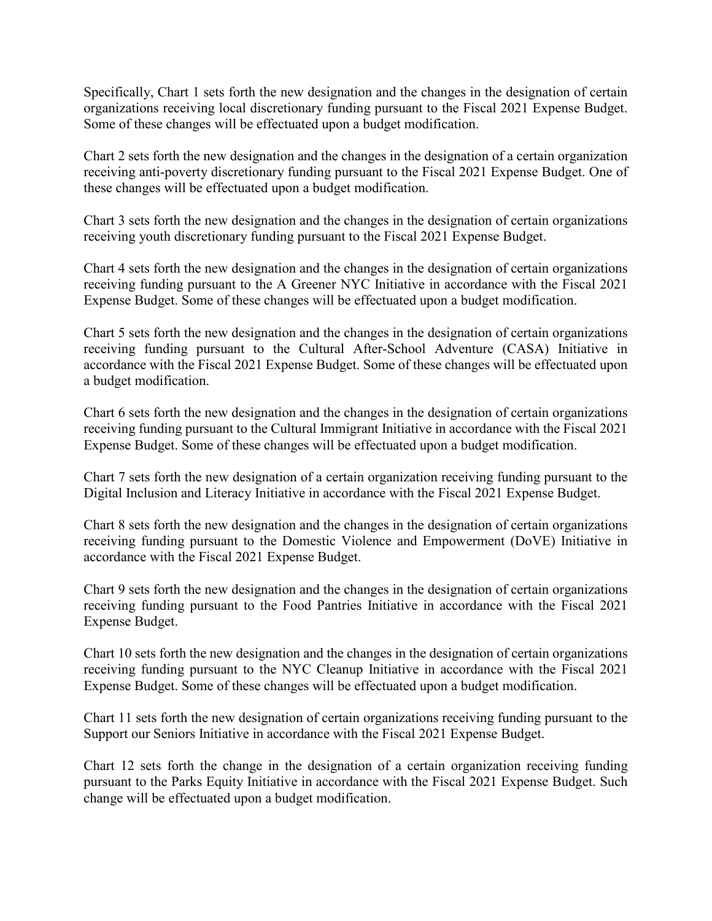Specifically, Chart 1 sets forth the new designation and the changes in the designation of certain organizations receiving local discretionary funding pursuant to the Fiscal 2021 Expense Budget. Some of these changes will be effectuated upon a budget modification.

Chart 2 sets forth the new designation and the changes in the designation of a certain organization receiving anti-poverty discretionary funding pursuant to the Fiscal 2021 Expense Budget. One of these changes will be effectuated upon a budget modification.

Chart 3 sets forth the new designation and the changes in the designation of certain organizations receiving youth discretionary funding pursuant to the Fiscal 2021 Expense Budget.

Chart 4 sets forth the new designation and the changes in the designation of certain organizations receiving funding pursuant to the A Greener NYC Initiative in accordance with the Fiscal 2021 Expense Budget. Some of these changes will be effectuated upon a budget modification.

Chart 5 sets forth the new designation and the changes in the designation of certain organizations receiving funding pursuant to the Cultural After-School Adventure (CASA) Initiative in accordance with the Fiscal 2021 Expense Budget. Some of these changes will be effectuated upon a budget modification.

Chart 6 sets forth the new designation and the changes in the designation of certain organizations receiving funding pursuant to the Cultural Immigrant Initiative in accordance with the Fiscal 2021 Expense Budget. Some of these changes will be effectuated upon a budget modification.

Chart 7 sets forth the new designation of a certain organization receiving funding pursuant to the Digital Inclusion and Literacy Initiative in accordance with the Fiscal 2021 Expense Budget.

Chart 8 sets forth the new designation and the changes in the designation of certain organizations receiving funding pursuant to the Domestic Violence and Empowerment (DoVE) Initiative in accordance with the Fiscal 2021 Expense Budget.

Chart 9 sets forth the new designation and the changes in the designation of certain organizations receiving funding pursuant to the Food Pantries Initiative in accordance with the Fiscal 2021 Expense Budget.

Chart 10 sets forth the new designation and the changes in the designation of certain organizations receiving funding pursuant to the NYC Cleanup Initiative in accordance with the Fiscal 2021 Expense Budget. Some of these changes will be effectuated upon a budget modification.

Chart 11 sets forth the new designation of certain organizations receiving funding pursuant to the Support our Seniors Initiative in accordance with the Fiscal 2021 Expense Budget.

Chart 12 sets forth the change in the designation of a certain organization receiving funding pursuant to the Parks Equity Initiative in accordance with the Fiscal 2021 Expense Budget. Such change will be effectuated upon a budget modification.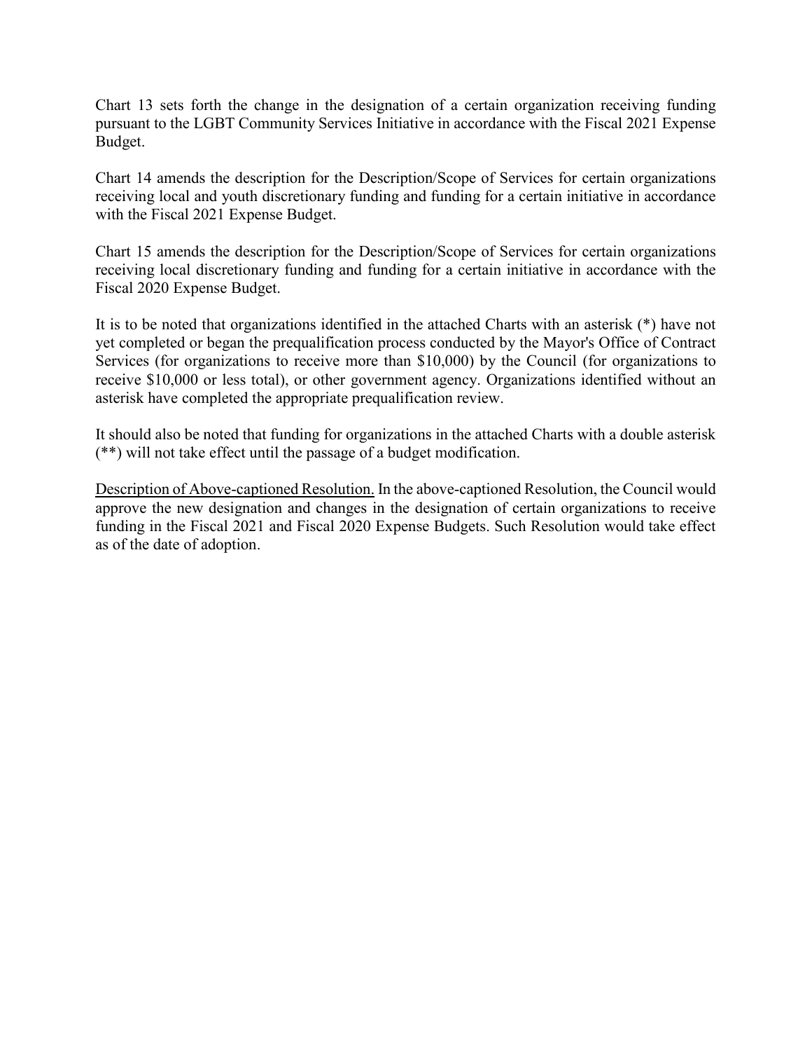Chart 13 sets forth the change in the designation of a certain organization receiving funding pursuant to the LGBT Community Services Initiative in accordance with the Fiscal 2021 Expense Budget.

Chart 14 amends the description for the Description/Scope of Services for certain organizations receiving local and youth discretionary funding and funding for a certain initiative in accordance with the Fiscal 2021 Expense Budget.

Chart 15 amends the description for the Description/Scope of Services for certain organizations receiving local discretionary funding and funding for a certain initiative in accordance with the Fiscal 2020 Expense Budget.

It is to be noted that organizations identified in the attached Charts with an asterisk (*) have not yet completed or began the prequalification process conducted by the Mayor's Office of Contract Services (for organizations to receive more than $10,000) by the Council (for organizations to receive $10,000 or less total), or other government agency. Organizations identified without an asterisk have completed the appropriate prequalification review.

It should also be noted that funding for organizations in the attached Charts with a double asterisk (**) will not take effect until the passage of a budget modification.

<u>Description of Above-captioned Resolution.</u> In the above-captioned Resolution, the Council would approve the new designation and changes in the designation of certain organizations to receive funding in the Fiscal 2021 and Fiscal 2020 Expense Budgets. Such Resolution would take effect as of the date of adoption.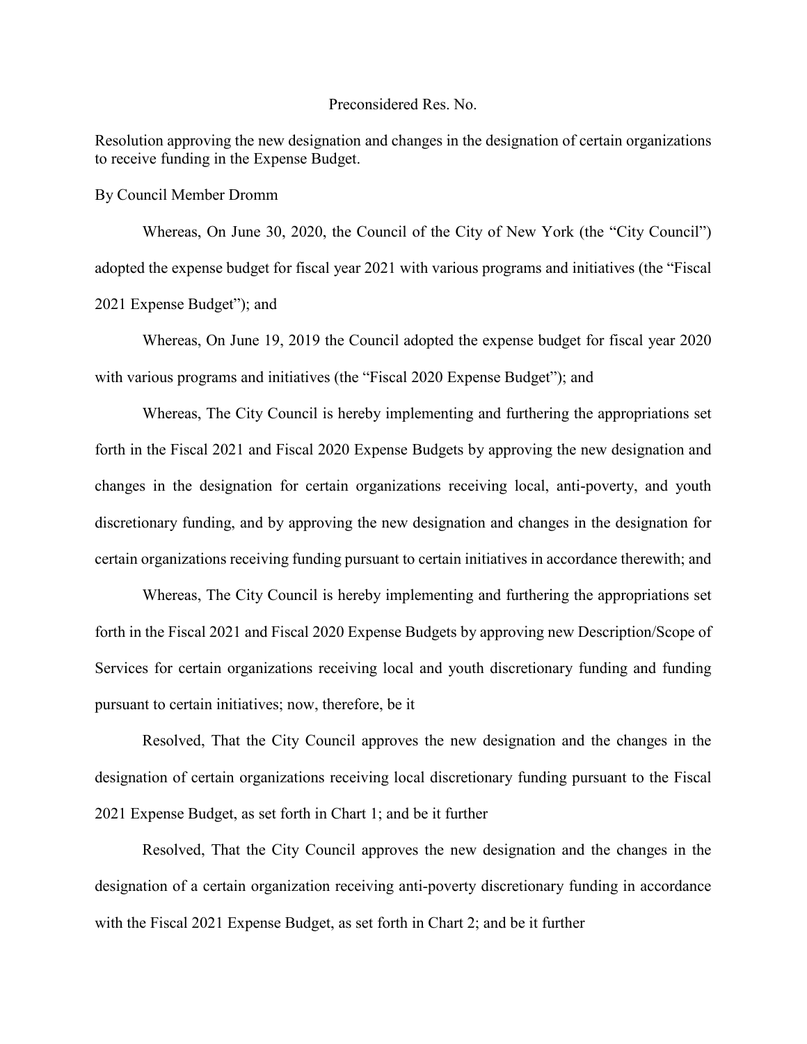Preconsidered Res. No.

Resolution approving the new designation and changes in the designation of certain organizations to receive funding in the Expense Budget.

By Council Member Dromm

Whereas, On June 30, 2020, the Council of the City of New York (the "City Council") adopted the expense budget for fiscal year 2021 with various programs and initiatives (the "Fiscal 2021 Expense Budget"); and

Whereas, On June 19, 2019 the Council adopted the expense budget for fiscal year 2020 with various programs and initiatives (the "Fiscal 2020 Expense Budget"); and

Whereas, The City Council is hereby implementing and furthering the appropriations set forth in the Fiscal 2021 and Fiscal 2020 Expense Budgets by approving the new designation and changes in the designation for certain organizations receiving local, anti-poverty, and youth discretionary funding, and by approving the new designation and changes in the designation for certain organizations receiving funding pursuant to certain initiatives in accordance therewith; and

Whereas, The City Council is hereby implementing and furthering the appropriations set forth in the Fiscal 2021 and Fiscal 2020 Expense Budgets by approving new Description/Scope of Services for certain organizations receiving local and youth discretionary funding and funding pursuant to certain initiatives; now, therefore, be it

Resolved, That the City Council approves the new designation and the changes in the designation of certain organizations receiving local discretionary funding pursuant to the Fiscal 2021 Expense Budget, as set forth in Chart 1; and be it further

Resolved, That the City Council approves the new designation and the changes in the designation of a certain organization receiving anti-poverty discretionary funding in accordance with the Fiscal 2021 Expense Budget, as set forth in Chart 2; and be it further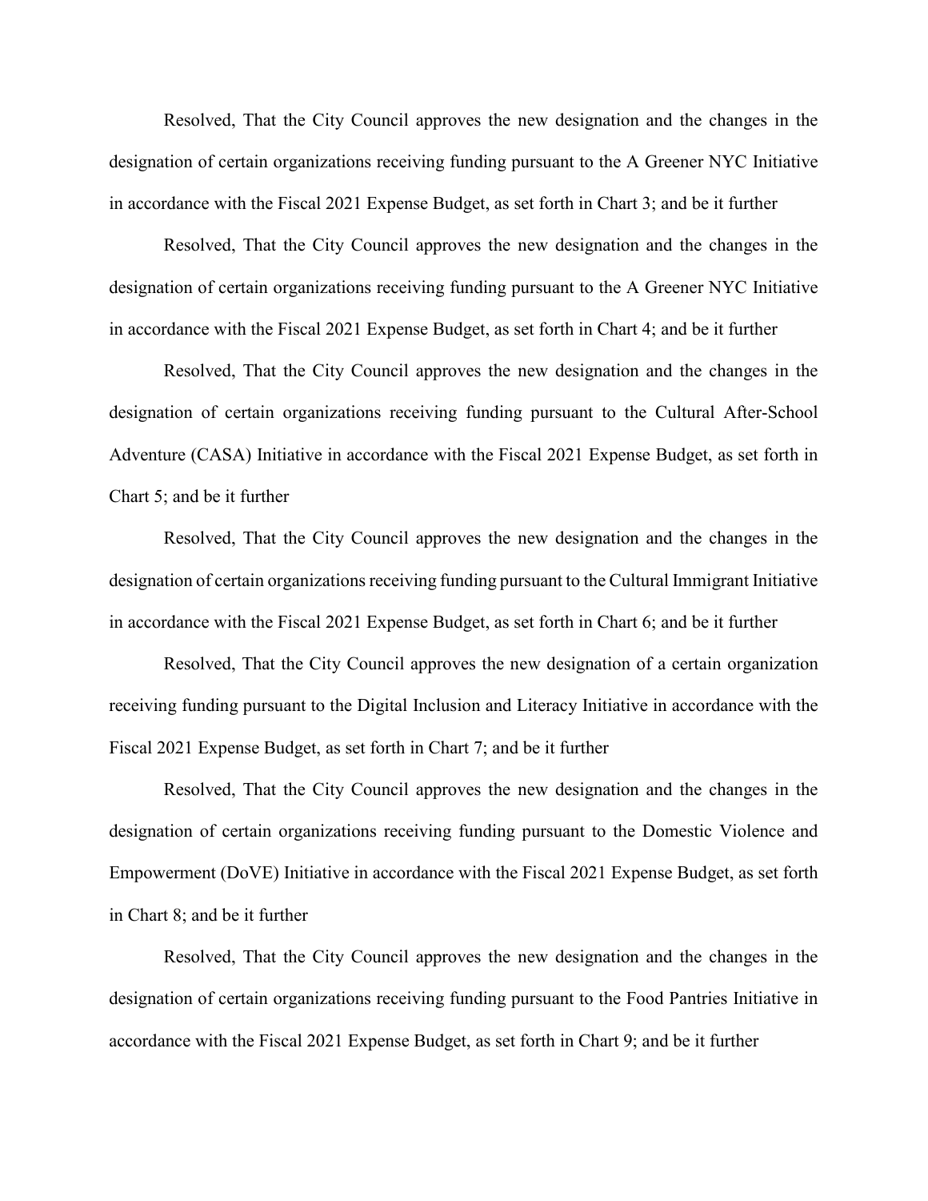Resolved, That the City Council approves the new designation and the changes in the designation of certain organizations receiving funding pursuant to the A Greener NYC Initiative in accordance with the Fiscal 2021 Expense Budget, as set forth in Chart 3; and be it further

Resolved, That the City Council approves the new designation and the changes in the designation of certain organizations receiving funding pursuant to the A Greener NYC Initiative in accordance with the Fiscal 2021 Expense Budget, as set forth in Chart 4; and be it further

Resolved, That the City Council approves the new designation and the changes in the designation of certain organizations receiving funding pursuant to the Cultural After-School Adventure (CASA) Initiative in accordance with the Fiscal 2021 Expense Budget, as set forth in Chart 5; and be it further

Resolved, That the City Council approves the new designation and the changes in the designation of certain organizations receiving funding pursuant to the Cultural Immigrant Initiative in accordance with the Fiscal 2021 Expense Budget, as set forth in Chart 6; and be it further

Resolved, That the City Council approves the new designation of a certain organization receiving funding pursuant to the Digital Inclusion and Literacy Initiative in accordance with the Fiscal 2021 Expense Budget, as set forth in Chart 7; and be it further

Resolved, That the City Council approves the new designation and the changes in the designation of certain organizations receiving funding pursuant to the Domestic Violence and Empowerment (DoVE) Initiative in accordance with the Fiscal 2021 Expense Budget, as set forth in Chart 8; and be it further

Resolved, That the City Council approves the new designation and the changes in the designation of certain organizations receiving funding pursuant to the Food Pantries Initiative in accordance with the Fiscal 2021 Expense Budget, as set forth in Chart 9; and be it further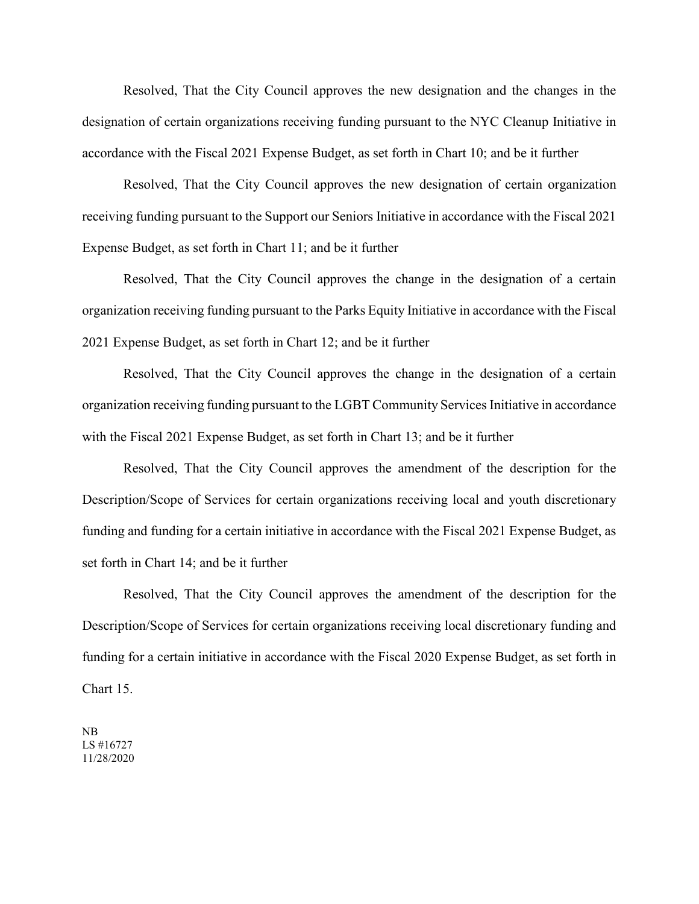Resolved, That the City Council approves the new designation and the changes in the designation of certain organizations receiving funding pursuant to the NYC Cleanup Initiative in accordance with the Fiscal 2021 Expense Budget, as set forth in Chart 10; and be it further

Resolved, That the City Council approves the new designation of certain organization receiving funding pursuant to the Support our Seniors Initiative in accordance with the Fiscal 2021 Expense Budget, as set forth in Chart 11; and be it further

Resolved, That the City Council approves the change in the designation of a certain organization receiving funding pursuant to the Parks Equity Initiative in accordance with the Fiscal 2021 Expense Budget, as set forth in Chart 12; and be it further

Resolved, That the City Council approves the change in the designation of a certain organization receiving funding pursuant to the LGBT Community Services Initiative in accordance with the Fiscal 2021 Expense Budget, as set forth in Chart 13; and be it further

Resolved, That the City Council approves the amendment of the description for the Description/Scope of Services for certain organizations receiving local and youth discretionary funding and funding for a certain initiative in accordance with the Fiscal 2021 Expense Budget, as set forth in Chart 14; and be it further

Resolved, That the City Council approves the amendment of the description for the Description/Scope of Services for certain organizations receiving local discretionary funding and funding for a certain initiative in accordance with the Fiscal 2020 Expense Budget, as set forth in Chart 15.

NB
LS #16727
11/28/2020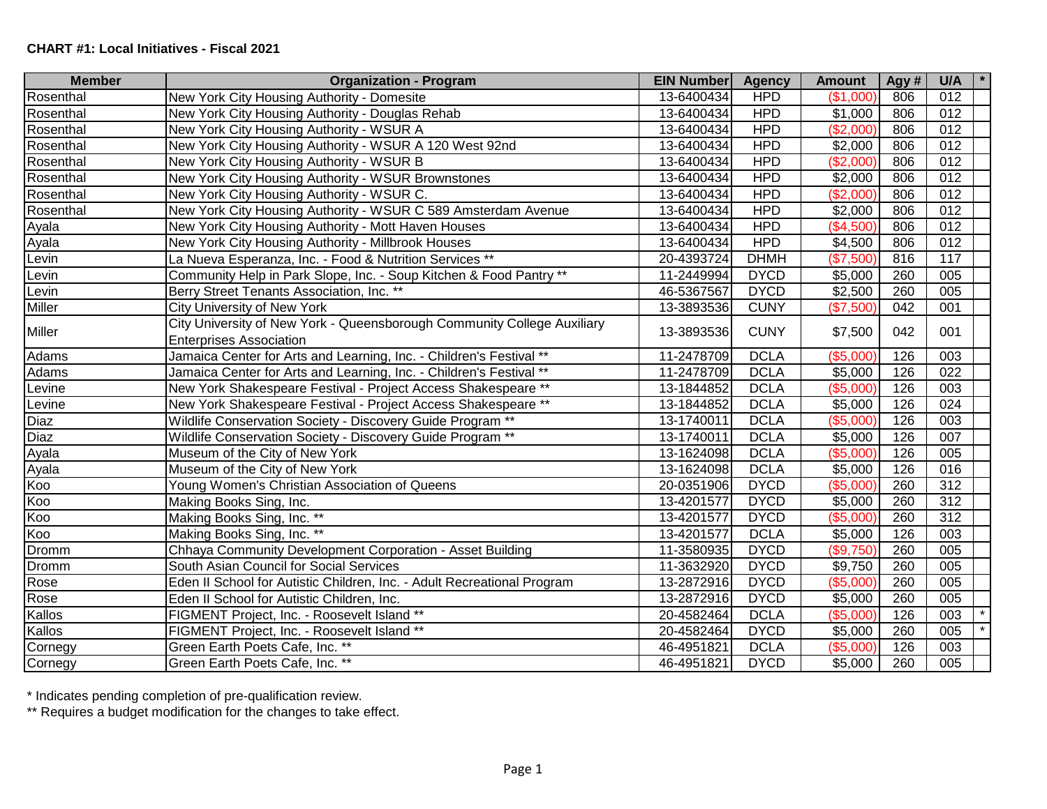**CHART #1: Local Initiatives - Fiscal 2021**

| Member | Organization - Program | EIN Number | Agency | Amount | Agy # | U/A | * |
|---|---|---|---|---|---|---|---|
| Rosenthal | New York City Housing Authority - Domesite | 13-6400434 | HPD | ($1,000) | 806 | 012 | |
| Rosenthal | New York City Housing Authority - Douglas Rehab | 13-6400434 | HPD | $1,000 | 806 | 012 | |
| Rosenthal | New York City Housing Authority - WSUR A | 13-6400434 | HPD | ($2,000) | 806 | 012 | |
| Rosenthal | New York City Housing Authority - WSUR A 120 West 92nd | 13-6400434 | HPD | $2,000 | 806 | 012 | |
| Rosenthal | New York City Housing Authority - WSUR B | 13-6400434 | HPD | ($2,000) | 806 | 012 | |
| Rosenthal | New York City Housing Authority - WSUR Brownstones | 13-6400434 | HPD | $2,000 | 806 | 012 | |
| Rosenthal | New York City Housing Authority - WSUR C. | 13-6400434 | HPD | ($2,000) | 806 | 012 | |
| Rosenthal | New York City Housing Authority - WSUR C 589 Amsterdam Avenue | 13-6400434 | HPD | $2,000 | 806 | 012 | |
| Ayala | New York City Housing Authority - Mott Haven Houses | 13-6400434 | HPD | ($4,500) | 806 | 012 | |
| Ayala | New York City Housing Authority - Millbrook Houses | 13-6400434 | HPD | $4,500 | 806 | 012 | |
| Levin | La Nueva Esperanza, Inc. - Food & Nutrition Services ** | 20-4393724 | DHMH | ($7,500) | 816 | 117 | |
| Levin | Community Help in Park Slope, Inc. - Soup Kitchen & Food Pantry ** | 11-2449994 | DYCD | $5,000 | 260 | 005 | |
| Levin | Berry Street Tenants Association, Inc. ** | 46-5367567 | DYCD | $2,500 | 260 | 005 | |
| Miller | City University of New York | 13-3893536 | CUNY | ($7,500) | 042 | 001 | |
| Miller | City University of New York - Queensborough Community College Auxiliary Enterprises Association | 13-3893536 | CUNY | $7,500 | 042 | 001 | |
| Adams | Jamaica Center for Arts and Learning, Inc. - Children's Festival ** | 11-2478709 | DCLA | ($5,000) | 126 | 003 | |
| Adams | Jamaica Center for Arts and Learning, Inc. - Children's Festival ** | 11-2478709 | DCLA | $5,000 | 126 | 022 | |
| Levine | New York Shakespeare Festival - Project Access Shakespeare ** | 13-1844852 | DCLA | ($5,000) | 126 | 003 | |
| Levine | New York Shakespeare Festival - Project Access Shakespeare ** | 13-1844852 | DCLA | $5,000 | 126 | 024 | |
| Diaz | Wildlife Conservation Society - Discovery Guide Program ** | 13-1740011 | DCLA | ($5,000) | 126 | 003 | |
| Diaz | Wildlife Conservation Society - Discovery Guide Program ** | 13-1740011 | DCLA | $5,000 | 126 | 007 | |
| Ayala | Museum of the City of New York | 13-1624098 | DCLA | ($5,000) | 126 | 005 | |
| Ayala | Museum of the City of New York | 13-1624098 | DCLA | $5,000 | 126 | 016 | |
| Koo | Young Women's Christian Association of Queens | 20-0351906 | DYCD | ($5,000) | 260 | 312 | |
| Koo | Making Books Sing, Inc. | 13-4201577 | DYCD | $5,000 | 260 | 312 | |
| Koo | Making Books Sing, Inc. ** | 13-4201577 | DYCD | ($5,000) | 260 | 312 | |
| Koo | Making Books Sing, Inc. ** | 13-4201577 | DCLA | $5,000 | 126 | 003 | |
| Dromm | Chhaya Community Development Corporation - Asset Building | 11-3580935 | DYCD | ($9,750) | 260 | 005 | |
| Dromm | South Asian Council for Social Services | 11-3632920 | DYCD | $9,750 | 260 | 005 | |
| Rose | Eden II School for Autistic Children, Inc. - Adult Recreational Program | 13-2872916 | DYCD | ($5,000) | 260 | 005 | |
| Rose | Eden II School for Autistic Children, Inc. | 13-2872916 | DYCD | $5,000 | 260 | 005 | |
| Kallos | FIGMENT Project, Inc. - Roosevelt Island ** | 20-4582464 | DCLA | ($5,000) | 126 | 003 | * |
| Kallos | FIGMENT Project, Inc. - Roosevelt Island ** | 20-4582464 | DYCD | $5,000 | 260 | 005 | * |
| Cornegy | Green Earth Poets Cafe, Inc. ** | 46-4951821 | DCLA | ($5,000) | 126 | 003 | |
| Cornegy | Green Earth Poets Cafe, Inc. ** | 46-4951821 | DYCD | $5,000 | 260 | 005 | |

* Indicates pending completion of pre-qualification review.

** Requires a budget modification for the changes to take effect.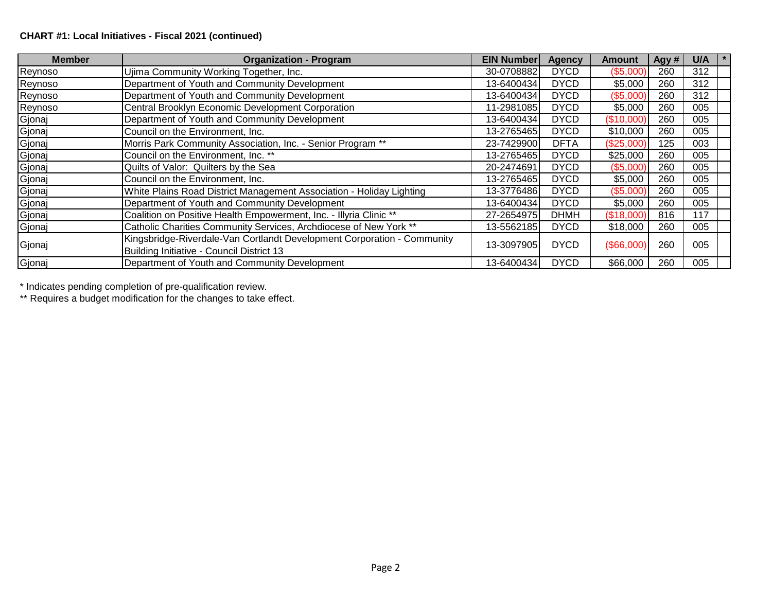**CHART #1: Local Initiatives - Fiscal 2021 (continued)**

| Member | Organization - Program | EIN Number | Agency | Amount | Agy # | U/A | * |
|---|---|---|---|---|---|---|---|
| Reynoso | Ujima Community Working Together, Inc. | 30-0708882 | DYCD | ($5,000) | 260 | 312 | |
| Reynoso | Department of Youth and Community Development | 13-6400434 | DYCD | $5,000 | 260 | 312 | |
| Reynoso | Department of Youth and Community Development | 13-6400434 | DYCD | ($5,000) | 260 | 312 | |
| Reynoso | Central Brooklyn Economic Development Corporation | 11-2981085 | DYCD | $5,000 | 260 | 005 | |
| Gjonaj | Department of Youth and Community Development | 13-6400434 | DYCD | ($10,000) | 260 | 005 | |
| Gjonaj | Council on the Environment, Inc. | 13-2765465 | DYCD | $10,000 | 260 | 005 | |
| Gjonaj | Morris Park Community Association, Inc. - Senior Program ** | 23-7429900 | DFTA | ($25,000) | 125 | 003 | |
| Gjonaj | Council on the Environment, Inc. ** | 13-2765465 | DYCD | $25,000 | 260 | 005 | |
| Gjonaj | Quilts of Valor: Quilters by the Sea | 20-2474691 | DYCD | ($5,000) | 260 | 005 | |
| Gjonaj | Council on the Environment, Inc. | 13-2765465 | DYCD | $5,000 | 260 | 005 | |
| Gjonaj | White Plains Road District Management Association - Holiday Lighting | 13-3776486 | DYCD | ($5,000) | 260 | 005 | |
| Gjonaj | Department of Youth and Community Development | 13-6400434 | DYCD | $5,000 | 260 | 005 | |
| Gjonaj | Coalition on Positive Health Empowerment, Inc. - Illyria Clinic ** | 27-2654975 | DHMH | ($18,000) | 816 | 117 | |
| Gjonaj | Catholic Charities Community Services, Archdiocese of New York ** | 13-5562185 | DYCD | $18,000 | 260 | 005 | |
| Gjonaj | Kingsbridge-Riverdale-Van Cortlandt Development Corporation - Community Building Initiative - Council District 13 | 13-3097905 | DYCD | ($66,000) | 260 | 005 | |
| Gjonaj | Department of Youth and Community Development | 13-6400434 | DYCD | $66,000 | 260 | 005 | |

* Indicates pending completion of pre-qualification review.

** Requires a budget modification for the changes to take effect.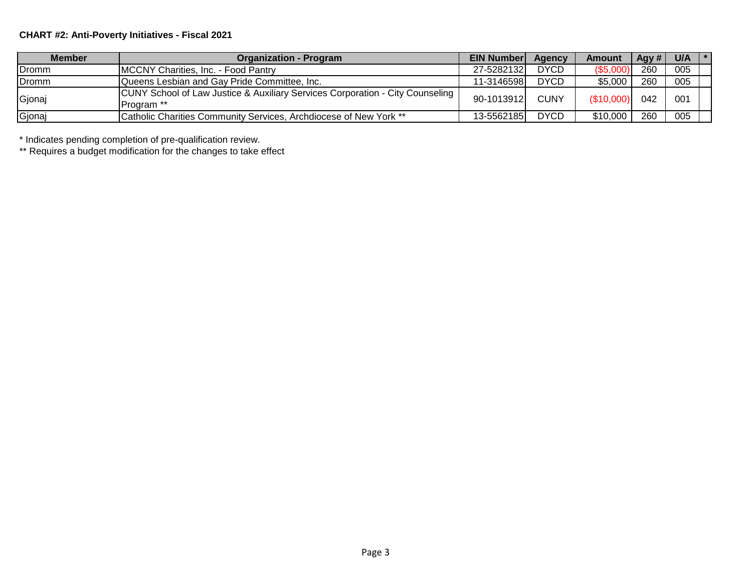**CHART #2: Anti-Poverty Initiatives - Fiscal 2021**

| Member | Organization - Program | EIN Number | Agency | Amount | Agy # | U/A | * |
|---|---|---|---|---|---|---|---|
| Dromm | MCCNY Charities, Inc. - Food Pantry | 27-5282132 | DYCD | ($5,000) | 260 | 005 | |
| Dromm | Queens Lesbian and Gay Pride Committee, Inc. | 11-3146598 | DYCD | $5,000 | 260 | 005 | |
| Gjonaj | CUNY School of Law Justice & Auxiliary Services Corporation - City Counseling Program ** | 90-1013912 | CUNY | ($10,000) | 042 | 001 | |
| Gjonaj | Catholic Charities Community Services, Archdiocese of New York ** | 13-5562185 | DYCD | $10,000 | 260 | 005 | |

* Indicates pending completion of pre-qualification review.

** Requires a budget modification for the changes to take effect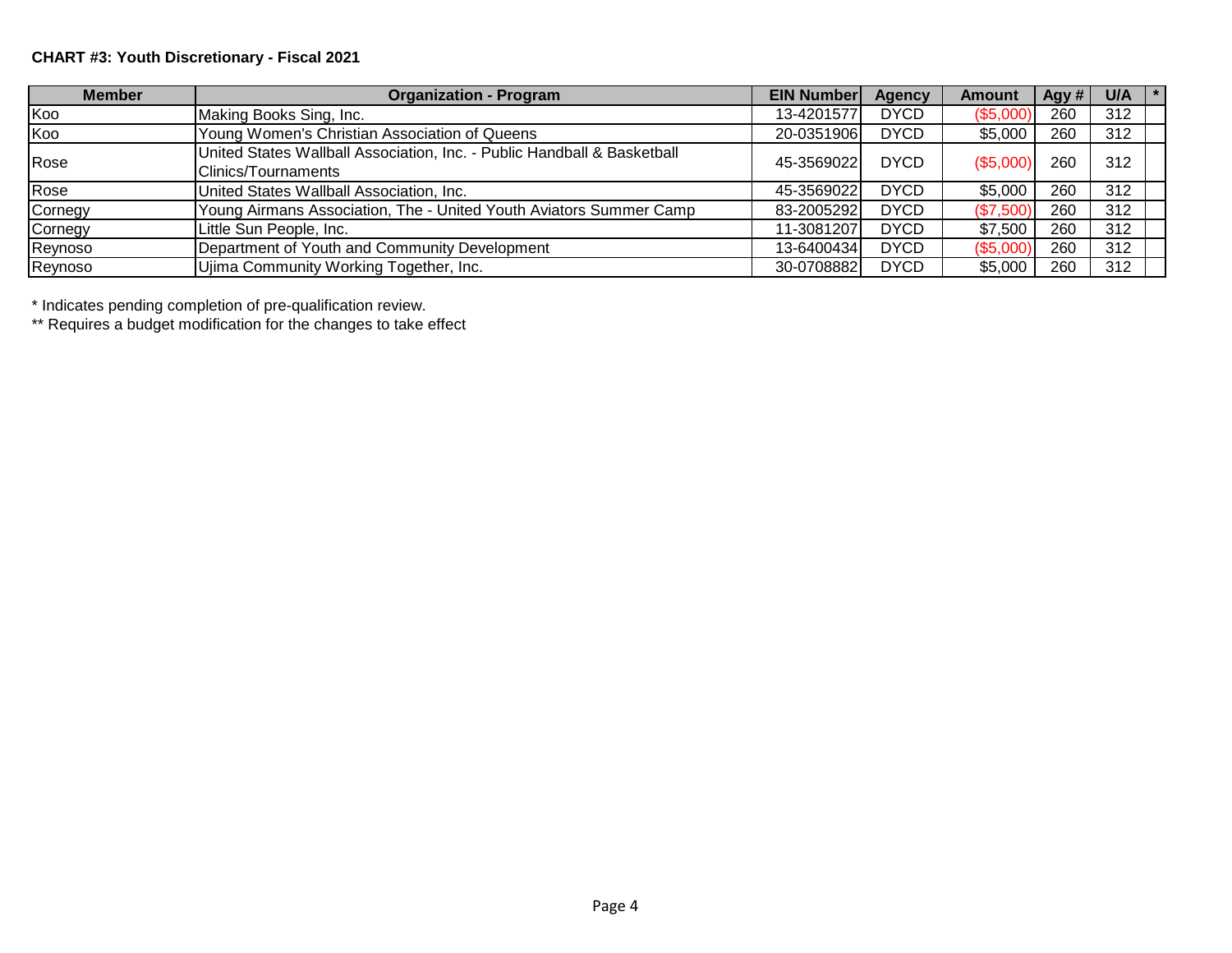**CHART #3: Youth Discretionary - Fiscal 2021**

| Member | Organization - Program | EIN Number | Agency | Amount | Agy # | U/A | * |
|---|---|---|---|---|---|---|---|
| Koo | Making Books Sing, Inc. | 13-4201577 | DYCD | ($5,000) | 260 | 312 | |
| Koo | Young Women's Christian Association of Queens | 20-0351906 | DYCD | $5,000 | 260 | 312 | |
| Rose | United States Wallball Association, Inc. - Public Handball & Basketball Clinics/Tournaments | 45-3569022 | DYCD | ($5,000) | 260 | 312 | |
| Rose | United States Wallball Association, Inc. | 45-3569022 | DYCD | $5,000 | 260 | 312 | |
| Cornegy | Young Airmans Association, The - United Youth Aviators Summer Camp | 83-2005292 | DYCD | ($7,500) | 260 | 312 | |
| Cornegy | Little Sun People, Inc. | 11-3081207 | DYCD | $7,500 | 260 | 312 | |
| Reynoso | Department of Youth and Community Development | 13-6400434 | DYCD | ($5,000) | 260 | 312 | |
| Reynoso | Ujima Community Working Together, Inc. | 30-0708882 | DYCD | $5,000 | 260 | 312 | |

* Indicates pending completion of pre-qualification review.

** Requires a budget modification for the changes to take effect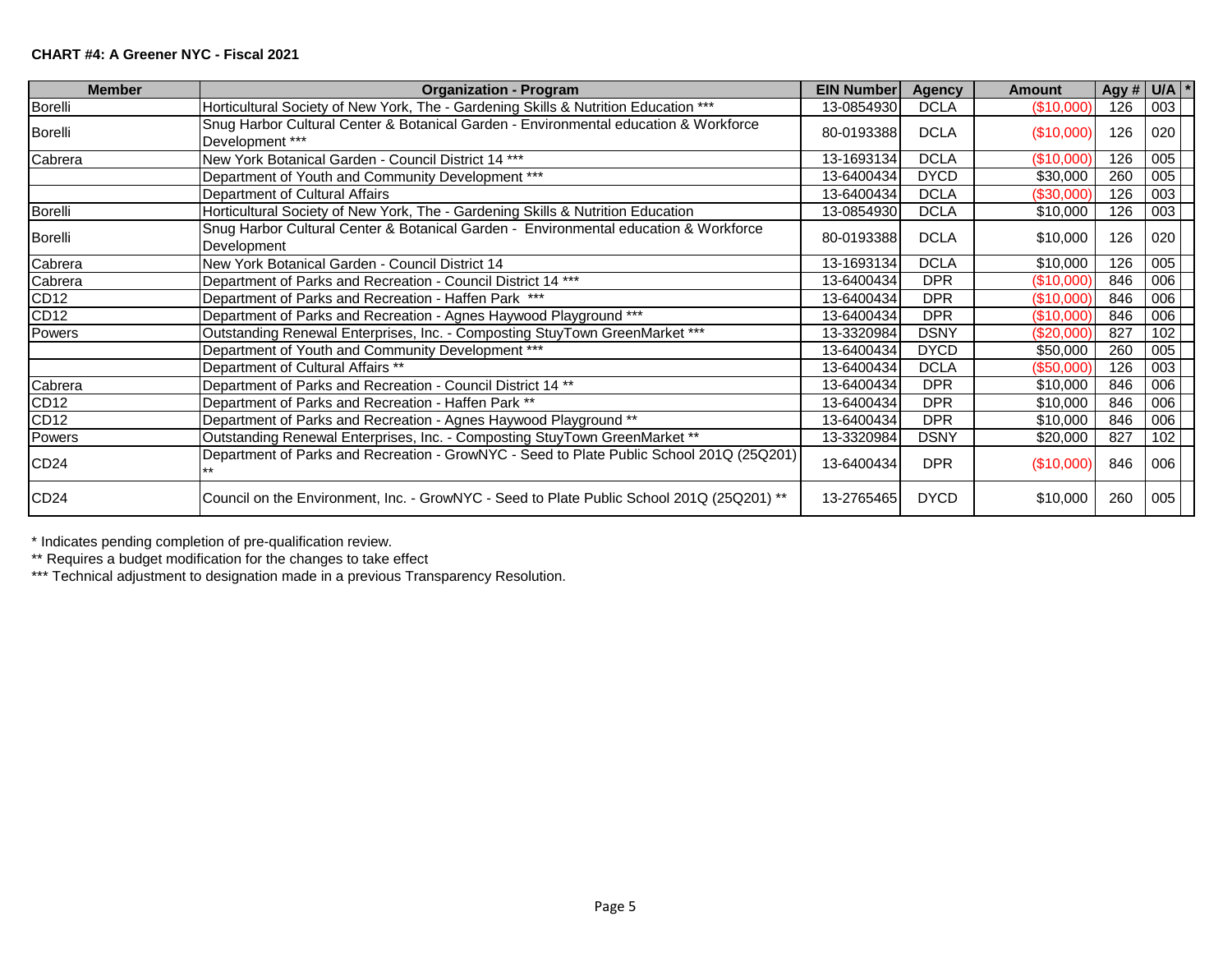**CHART #4: A Greener NYC - Fiscal 2021**

| Member | Organization - Program | EIN Number | Agency | Amount | Agy # | U/A | * |
|---|---|---|---|---|---|---|---|
| Borelli | Horticultural Society of New York, The - Gardening Skills & Nutrition Education *** | 13-0854930 | DCLA | ($10,000) | 126 | 003 | |
| Borelli | Snug Harbor Cultural Center & Botanical Garden - Environmental education & Workforce Development *** | 80-0193388 | DCLA | ($10,000) | 126 | 020 | |
| Cabrera | New York Botanical Garden - Council District 14 *** | 13-1693134 | DCLA | ($10,000) | 126 | 005 | |
| | Department of Youth and Community Development *** | 13-6400434 | DYCD | $30,000 | 260 | 005 | |
| | Department of Cultural Affairs | 13-6400434 | DCLA | ($30,000) | 126 | 003 | |
| Borelli | Horticultural Society of New York, The - Gardening Skills & Nutrition Education | 13-0854930 | DCLA | $10,000 | 126 | 003 | |
| Borelli | Snug Harbor Cultural Center & Botanical Garden - Environmental education & Workforce Development | 80-0193388 | DCLA | $10,000 | 126 | 020 | |
| Cabrera | New York Botanical Garden - Council District 14 | 13-1693134 | DCLA | $10,000 | 126 | 005 | |
| Cabrera | Department of Parks and Recreation - Council District 14 *** | 13-6400434 | DPR | ($10,000) | 846 | 006 | |
| CD12 | Department of Parks and Recreation - Haffen Park *** | 13-6400434 | DPR | ($10,000) | 846 | 006 | |
| CD12 | Department of Parks and Recreation - Agnes Haywood Playground *** | 13-6400434 | DPR | ($10,000) | 846 | 006 | |
| Powers | Outstanding Renewal Enterprises, Inc. - Composting StuyTown GreenMarket *** | 13-3320984 | DSNY | ($20,000) | 827 | 102 | |
| | Department of Youth and Community Development *** | 13-6400434 | DYCD | $50,000 | 260 | 005 | |
| | Department of Cultural Affairs ** | 13-6400434 | DCLA | ($50,000) | 126 | 003 | |
| Cabrera | Department of Parks and Recreation - Council District 14 ** | 13-6400434 | DPR | $10,000 | 846 | 006 | |
| CD12 | Department of Parks and Recreation - Haffen Park ** | 13-6400434 | DPR | $10,000 | 846 | 006 | |
| CD12 | Department of Parks and Recreation - Agnes Haywood Playground ** | 13-6400434 | DPR | $10,000 | 846 | 006 | |
| Powers | Outstanding Renewal Enterprises, Inc. - Composting StuyTown GreenMarket ** | 13-3320984 | DSNY | $20,000 | 827 | 102 | |
| CD24 | Department of Parks and Recreation - GrowNYC - Seed to Plate Public School 201Q (25Q201) ** | 13-6400434 | DPR | ($10,000) | 846 | 006 | |
| CD24 | Council on the Environment, Inc. - GrowNYC - Seed to Plate Public School 201Q (25Q201) ** | 13-2765465 | DYCD | $10,000 | 260 | 005 | |

\* Indicates pending completion of pre-qualification review.

** Requires a budget modification for the changes to take effect

*** Technical adjustment to designation made in a previous Transparency Resolution.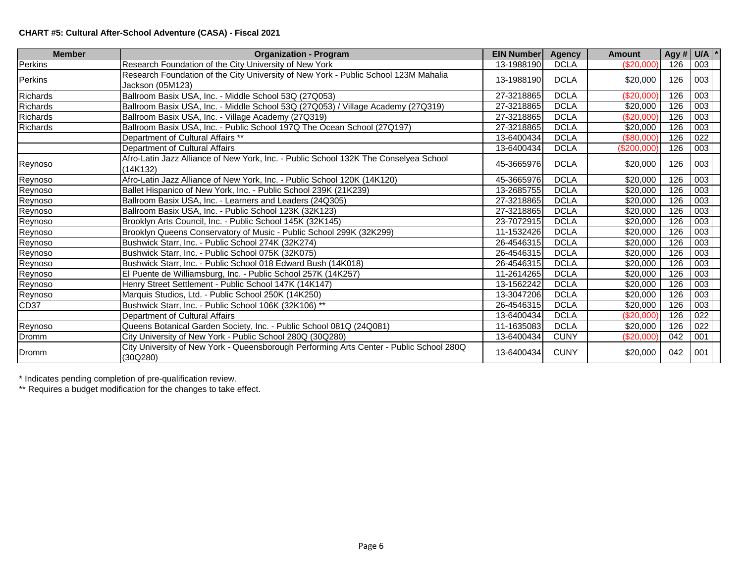**CHART #5: Cultural After-School Adventure (CASA) - Fiscal 2021**

| Member | Organization - Program | EIN Number | Agency | Amount | Agy # | U/A | * |
|---|---|---|---|---|---|---|---|
| Perkins | Research Foundation of the City University of New York | 13-1988190 | DCLA | ($20,000) | 126 | 003 | |
| Perkins | Research Foundation of the City University of New York - Public School 123M Mahalia Jackson (05M123) | 13-1988190 | DCLA | $20,000 | 126 | 003 | |
| Richards | Ballroom Basix USA, Inc. - Middle School 53Q (27Q053) | 27-3218865 | DCLA | ($20,000) | 126 | 003 | |
| Richards | Ballroom Basix USA, Inc. - Middle School 53Q (27Q053) / Village Academy (27Q319) | 27-3218865 | DCLA | $20,000 | 126 | 003 | |
| Richards | Ballroom Basix USA, Inc. - Village Academy (27Q319) | 27-3218865 | DCLA | ($20,000) | 126 | 003 | |
| Richards | Ballroom Basix USA, Inc. - Public School 197Q The Ocean School (27Q197) | 27-3218865 | DCLA | $20,000 | 126 | 003 | |
| | Department of Cultural Affairs ** | 13-6400434 | DCLA | ($80,000) | 126 | 022 | |
| | Department of Cultural Affairs | 13-6400434 | DCLA | ($200,000) | 126 | 003 | |
| Reynoso | Afro-Latin Jazz Alliance of New York, Inc. - Public School 132K The Conselyea School (14K132) | 45-3665976 | DCLA | $20,000 | 126 | 003 | |
| Reynoso | Afro-Latin Jazz Alliance of New York, Inc. - Public School 120K (14K120) | 45-3665976 | DCLA | $20,000 | 126 | 003 | |
| Reynoso | Ballet Hispanico of New York, Inc. - Public School 239K (21K239) | 13-2685755 | DCLA | $20,000 | 126 | 003 | |
| Reynoso | Ballroom Basix USA, Inc. - Learners and Leaders (24Q305) | 27-3218865 | DCLA | $20,000 | 126 | 003 | |
| Reynoso | Ballroom Basix USA, Inc. - Public School 123K (32K123) | 27-3218865 | DCLA | $20,000 | 126 | 003 | |
| Reynoso | Brooklyn Arts Council, Inc. - Public School 145K (32K145) | 23-7072915 | DCLA | $20,000 | 126 | 003 | |
| Reynoso | Brooklyn Queens Conservatory of Music - Public School 299K (32K299) | 11-1532426 | DCLA | $20,000 | 126 | 003 | |
| Reynoso | Bushwick Starr, Inc. - Public School 274K (32K274) | 26-4546315 | DCLA | $20,000 | 126 | 003 | |
| Reynoso | Bushwick Starr, Inc. - Public School 075K (32K075) | 26-4546315 | DCLA | $20,000 | 126 | 003 | |
| Reynoso | Bushwick Starr, Inc. - Public School 018 Edward Bush (14K018) | 26-4546315 | DCLA | $20,000 | 126 | 003 | |
| Reynoso | El Puente de Williamsburg, Inc. - Public School 257K (14K257) | 11-2614265 | DCLA | $20,000 | 126 | 003 | |
| Reynoso | Henry Street Settlement - Public School 147K (14K147) | 13-1562242 | DCLA | $20,000 | 126 | 003 | |
| Reynoso | Marquis Studios, Ltd. - Public School 250K (14K250) | 13-3047206 | DCLA | $20,000 | 126 | 003 | |
| CD37 | Bushwick Starr, Inc. - Public School 106K (32K106) ** | 26-4546315 | DCLA | $20,000 | 126 | 003 | |
| | Department of Cultural Affairs | 13-6400434 | DCLA | ($20,000) | 126 | 022 | |
| Reynoso | Queens Botanical Garden Society, Inc. - Public School 081Q (24Q081) | 11-1635083 | DCLA | $20,000 | 126 | 022 | |
| Dromm | City University of New York - Public School 280Q (30Q280) | 13-6400434 | CUNY | ($20,000) | 042 | 001 | |
| Dromm | City University of New York - Queensborough Performing Arts Center - Public School 280Q (30Q280) | 13-6400434 | CUNY | $20,000 | 042 | 001 | |

\* Indicates pending completion of pre-qualification review.

\*\* Requires a budget modification for the changes to take effect.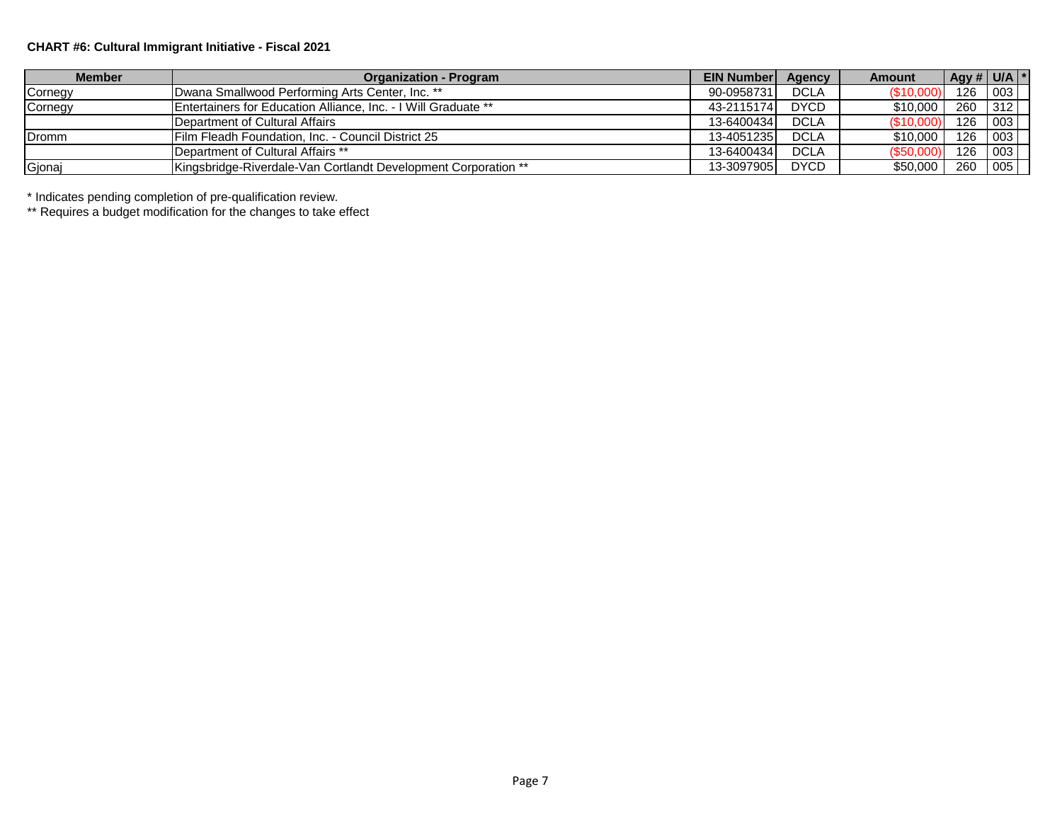**CHART #6: Cultural Immigrant Initiative - Fiscal 2021**

| Member | Organization - Program | EIN Number | Agency | Amount | Agy # | U/A | * |
|---|---|---|---|---|---|---|---|
| Cornegy | Dwana Smallwood Performing Arts Center, Inc. ** | 90-0958731 | DCLA | ($10,000) | 126 | 003 | |
| Cornegy | Entertainers for Education Alliance, Inc. - I Will Graduate ** | 43-2115174 | DYCD | $10,000 | 260 | 312 | |
| | Department of Cultural Affairs | 13-6400434 | DCLA | ($10,000) | 126 | 003 | |
| Dromm | Film Fleadh Foundation, Inc. - Council District 25 | 13-4051235 | DCLA | $10,000 | 126 | 003 | |
| | Department of Cultural Affairs ** | 13-6400434 | DCLA | ($50,000) | 126 | 003 | |
| Gjonaj | Kingsbridge-Riverdale-Van Cortlandt Development Corporation ** | 13-3097905 | DYCD | $50,000 | 260 | 005 | |

* Indicates pending completion of pre-qualification review.

** Requires a budget modification for the changes to take effect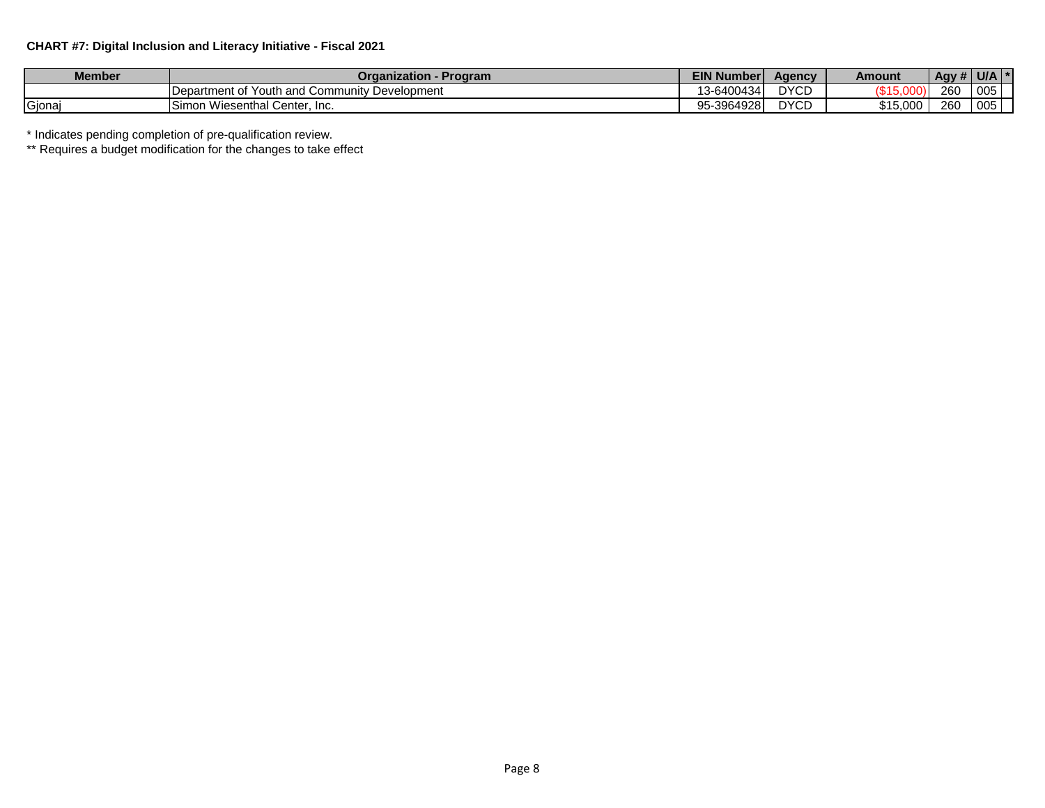**CHART #7: Digital Inclusion and Literacy Initiative - Fiscal 2021**

| Member | Organization - Program | EIN Number | Agency | Amount | Agy # | U/A | * |
|---|---|---|---|---|---|---|---|
| | Department of Youth and Community Development | 13-6400434 | DYCD | ($15,000) | 260 | 005 | |
| Gjonaj | Simon Wiesenthal Center, Inc. | 95-3964928 | DYCD | $15,000 | 260 | 005 | |

\* Indicates pending completion of pre-qualification review.

\** Requires a budget modification for the changes to take effect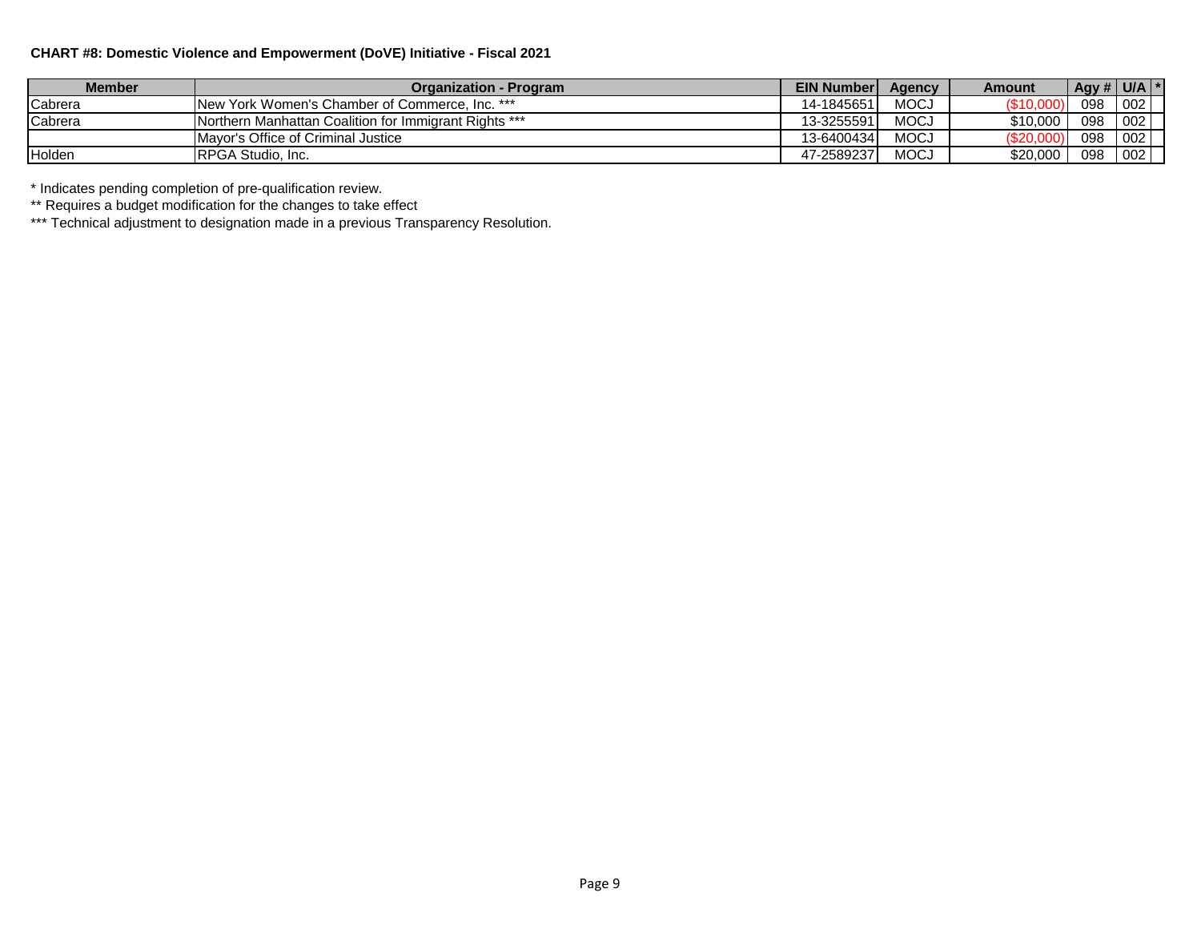**CHART #8: Domestic Violence and Empowerment (DoVE) Initiative - Fiscal 2021**

| Member | Organization - Program | EIN Number | Agency | Amount | Agy # | U/A | * |
|---|---|---|---|---|---|---|---|
| Cabrera | New York Women's Chamber of Commerce, Inc. *** | 14-1845651 | MOCJ | ($10,000) | 098 | 002 | |
| Cabrera | Northern Manhattan Coalition for Immigrant Rights *** | 13-3255591 | MOCJ | $10,000 | 098 | 002 | |
| | Mayor's Office of Criminal Justice | 13-6400434 | MOCJ | ($20,000) | 098 | 002 | |
| Holden | RPGA Studio, Inc. | 47-2589237 | MOCJ | $20,000 | 098 | 002 | |

\* Indicates pending completion of pre-qualification review.

** Requires a budget modification for the changes to take effect

*** Technical adjustment to designation made in a previous Transparency Resolution.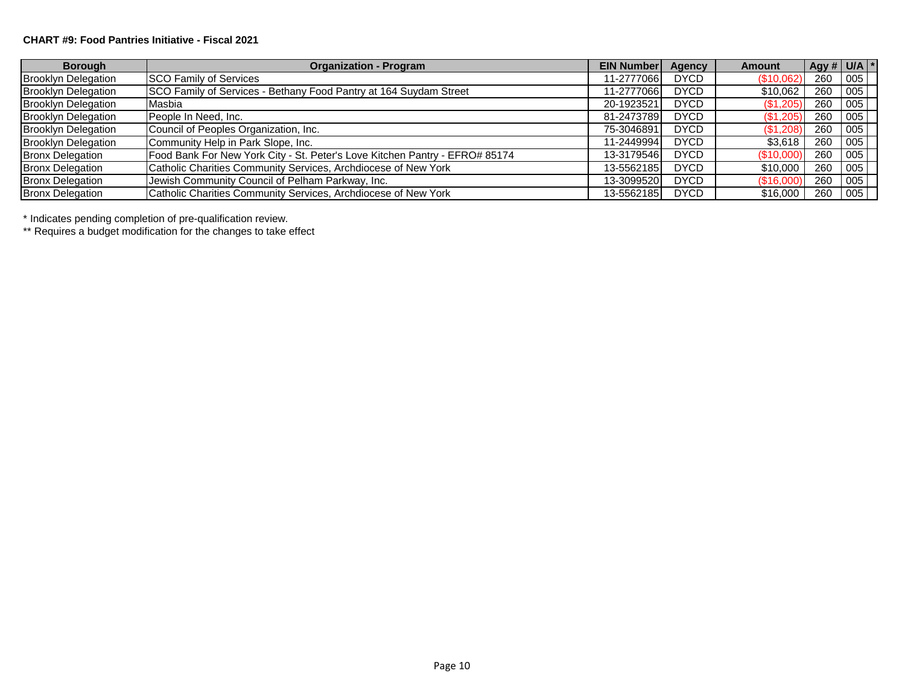**CHART #9: Food Pantries Initiative - Fiscal 2021**

| Borough | Organization - Program | EIN Number | Agency | Amount | Agy # | U/A | * |
|---|---|---|---|---|---|---|---|
| Brooklyn Delegation | SCO Family of Services | 11-2777066 | DYCD | ($10,062) | 260 | 005 | |
| Brooklyn Delegation | SCO Family of Services - Bethany Food Pantry at 164 Suydam Street | 11-2777066 | DYCD | $10,062 | 260 | 005 | |
| Brooklyn Delegation | Masbia | 20-1923521 | DYCD | ($1,205) | 260 | 005 | |
| Brooklyn Delegation | People In Need, Inc. | 81-2473789 | DYCD | ($1,205) | 260 | 005 | |
| Brooklyn Delegation | Council of Peoples Organization, Inc. | 75-3046891 | DYCD | ($1,208) | 260 | 005 | |
| Brooklyn Delegation | Community Help in Park Slope, Inc. | 11-2449994 | DYCD | $3,618 | 260 | 005 | |
| Bronx Delegation | Food Bank For New York City - St. Peter's Love Kitchen Pantry - EFRO# 85174 | 13-3179546 | DYCD | ($10,000) | 260 | 005 | |
| Bronx Delegation | Catholic Charities Community Services, Archdiocese of New York | 13-5562185 | DYCD | $10,000 | 260 | 005 | |
| Bronx Delegation | Jewish Community Council of Pelham Parkway, Inc. | 13-3099520 | DYCD | ($16,000) | 260 | 005 | |
| Bronx Delegation | Catholic Charities Community Services, Archdiocese of New York | 13-5562185 | DYCD | $16,000 | 260 | 005 | |

* Indicates pending completion of pre-qualification review.

** Requires a budget modification for the changes to take effect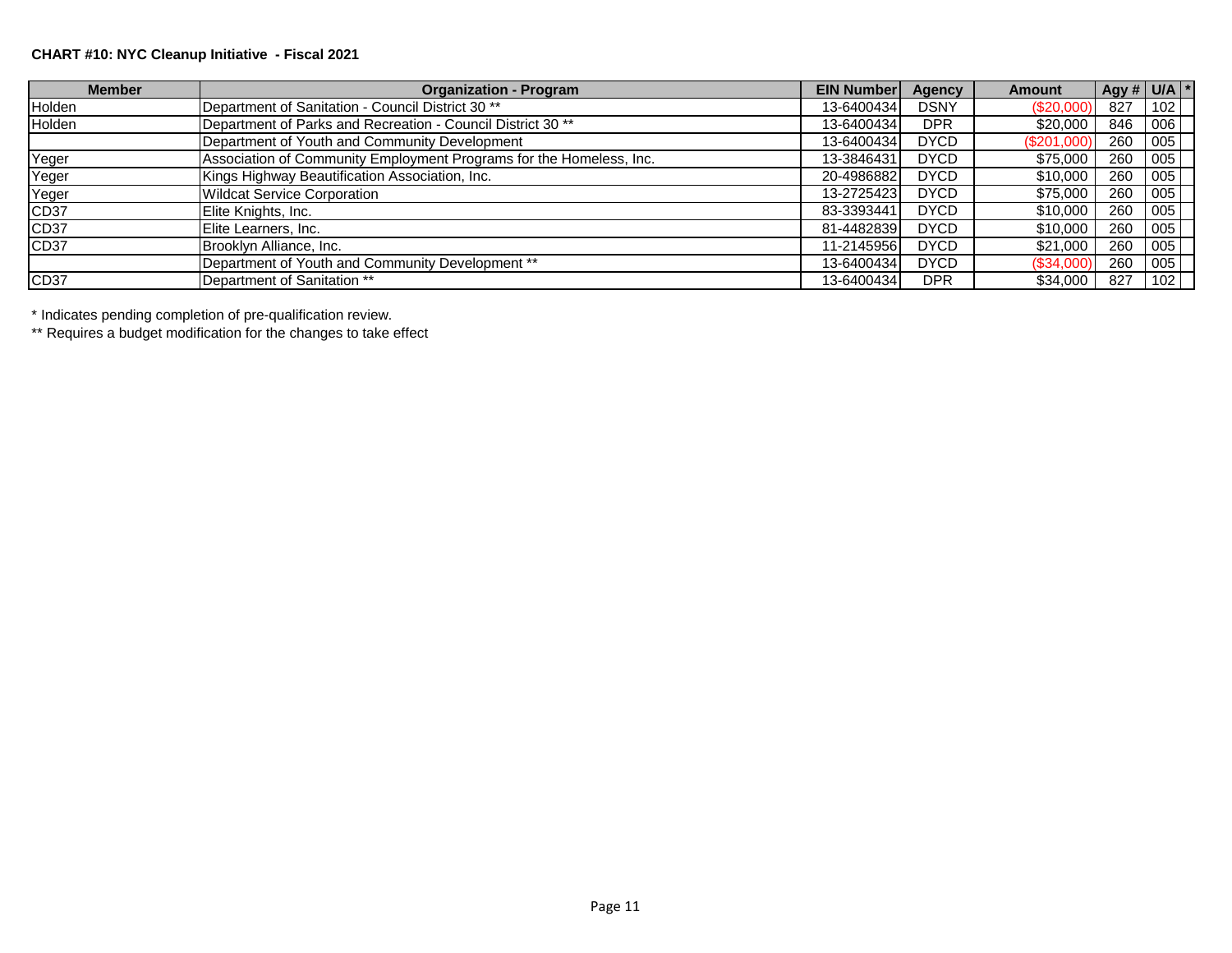**CHART #10: NYC Cleanup Initiative - Fiscal 2021**

| Member | Organization - Program | EIN Number | Agency | Amount | Agy # | U/A | * |
|---|---|---|---|---|---|---|---|
| Holden | Department of Sanitation - Council District 30 ** | 13-6400434 | DSNY | ($20,000) | 827 | 102 | |
| Holden | Department of Parks and Recreation - Council District 30 ** | 13-6400434 | DPR | $20,000 | 846 | 006 | |
| | Department of Youth and Community Development | 13-6400434 | DYCD | ($201,000) | 260 | 005 | |
| Yeger | Association of Community Employment Programs for the Homeless, Inc. | 13-3846431 | DYCD | $75,000 | 260 | 005 | |
| Yeger | Kings Highway Beautification Association, Inc. | 20-4986882 | DYCD | $10,000 | 260 | 005 | |
| Yeger | Wildcat Service Corporation | 13-2725423 | DYCD | $75,000 | 260 | 005 | |
| CD37 | Elite Knights, Inc. | 83-3393441 | DYCD | $10,000 | 260 | 005 | |
| CD37 | Elite Learners, Inc. | 81-4482839 | DYCD | $10,000 | 260 | 005 | |
| CD37 | Brooklyn Alliance, Inc. | 11-2145956 | DYCD | $21,000 | 260 | 005 | |
| | Department of Youth and Community Development ** | 13-6400434 | DYCD | ($34,000) | 260 | 005 | |
| CD37 | Department of Sanitation ** | 13-6400434 | DPR | $34,000 | 827 | 102 | |

* Indicates pending completion of pre-qualification review.

** Requires a budget modification for the changes to take effect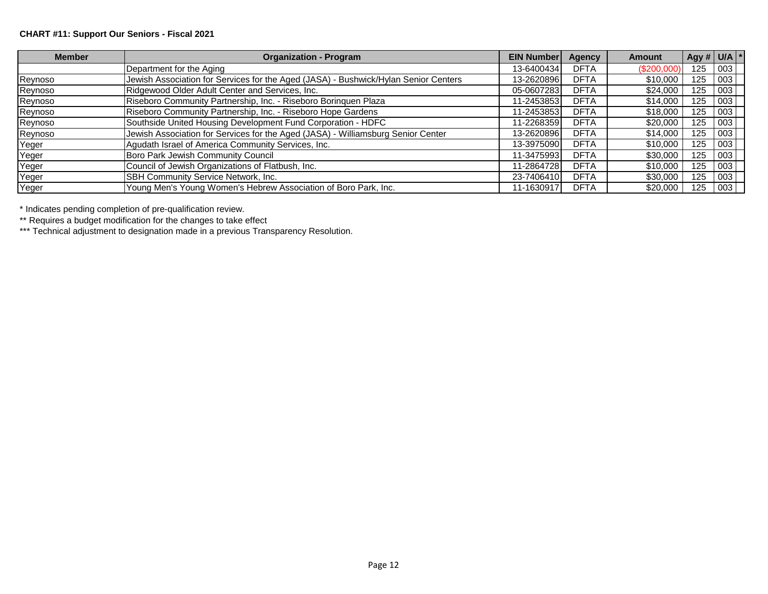**CHART #11: Support Our Seniors - Fiscal 2021**

| Member | Organization - Program | EIN Number | Agency | Amount | Agy # | U/A | * |
|---|---|---|---|---|---|---|---|
| | Department for the Aging | 13-6400434 | DFTA | ($200,000) | 125 | 003 | |
| Reynoso | Jewish Association for Services for the Aged (JASA) - Bushwick/Hylan Senior Centers | 13-2620896 | DFTA | $10,000 | 125 | 003 | |
| Reynoso | Ridgewood Older Adult Center and Services, Inc. | 05-0607283 | DFTA | $24,000 | 125 | 003 | |
| Reynoso | Riseboro Community Partnership, Inc. - Riseboro Borinquen Plaza | 11-2453853 | DFTA | $14,000 | 125 | 003 | |
| Reynoso | Riseboro Community Partnership, Inc. - Riseboro Hope Gardens | 11-2453853 | DFTA | $18,000 | 125 | 003 | |
| Reynoso | Southside United Housing Development Fund Corporation - HDFC | 11-2268359 | DFTA | $20,000 | 125 | 003 | |
| Reynoso | Jewish Association for Services for the Aged (JASA) - Williamsburg Senior Center | 13-2620896 | DFTA | $14,000 | 125 | 003 | |
| Yeger | Agudath Israel of America Community Services, Inc. | 13-3975090 | DFTA | $10,000 | 125 | 003 | |
| Yeger | Boro Park Jewish Community Council | 11-3475993 | DFTA | $30,000 | 125 | 003 | |
| Yeger | Council of Jewish Organizations of Flatbush, Inc. | 11-2864728 | DFTA | $10,000 | 125 | 003 | |
| Yeger | SBH Community Service Network, Inc. | 23-7406410 | DFTA | $30,000 | 125 | 003 | |
| Yeger | Young Men's Young Women's Hebrew Association of Boro Park, Inc. | 11-1630917 | DFTA | $20,000 | 125 | 003 | |

\* Indicates pending completion of pre-qualification review.

\*\* Requires a budget modification for the changes to take effect

\*\*\* Technical adjustment to designation made in a previous Transparency Resolution.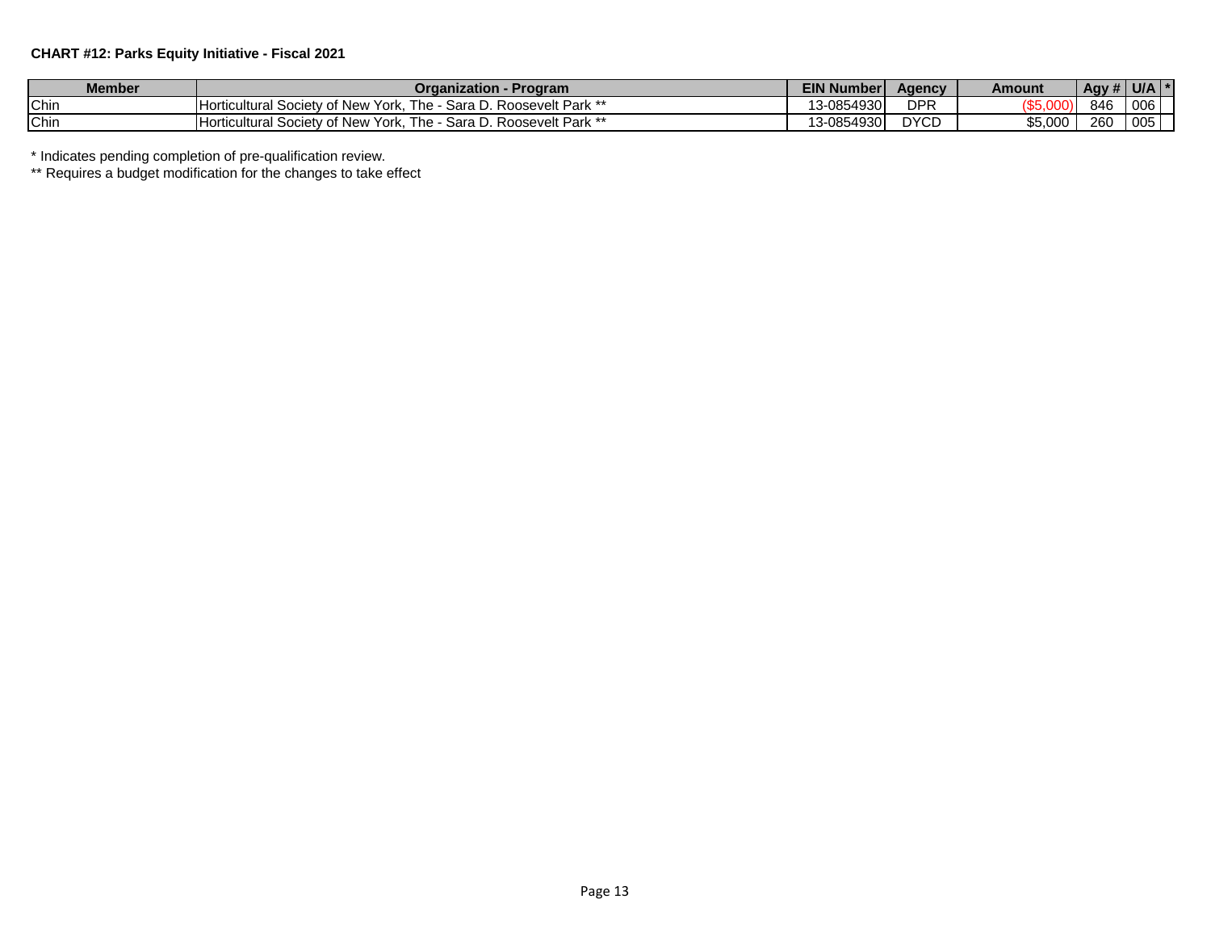**CHART #12: Parks Equity Initiative - Fiscal 2021**

| Member | Organization - Program | EIN Number | Agency | Amount | Agy # | U/A | * |
|---|---|---|---|---|---|---|---|
| Chin | Horticultural Society of New York, The - Sara D. Roosevelt Park ** | 13-0854930 | DPR | ($5,000) | 846 | 006 | |
| Chin | Horticultural Society of New York, The - Sara D. Roosevelt Park ** | 13-0854930 | DYCD | $5,000 | 260 | 005 | |

* Indicates pending completion of pre-qualification review.

** Requires a budget modification for the changes to take effect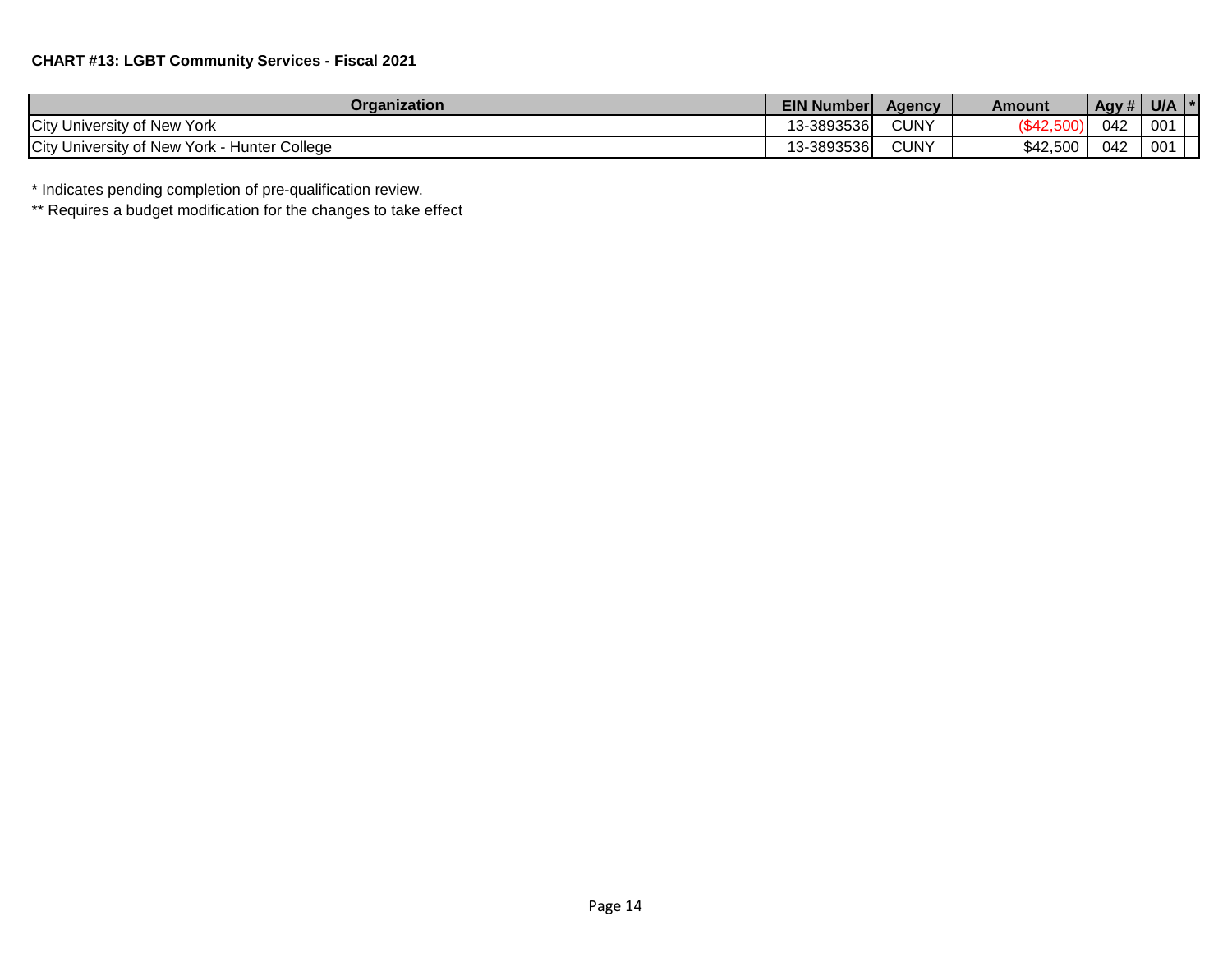**CHART #13: LGBT Community Services - Fiscal 2021**

| Organization | EIN Number | Agency | Amount | Agy # | U/A | * |
|---|---|---|---|---|---|---|
| City University of New York | 13-3893536 | CUNY | ($42,500) | 042 | 001 | |
| City University of New York - Hunter College | 13-3893536 | CUNY | $42,500 | 042 | 001 | |

* Indicates pending completion of pre-qualification review.

** Requires a budget modification for the changes to take effect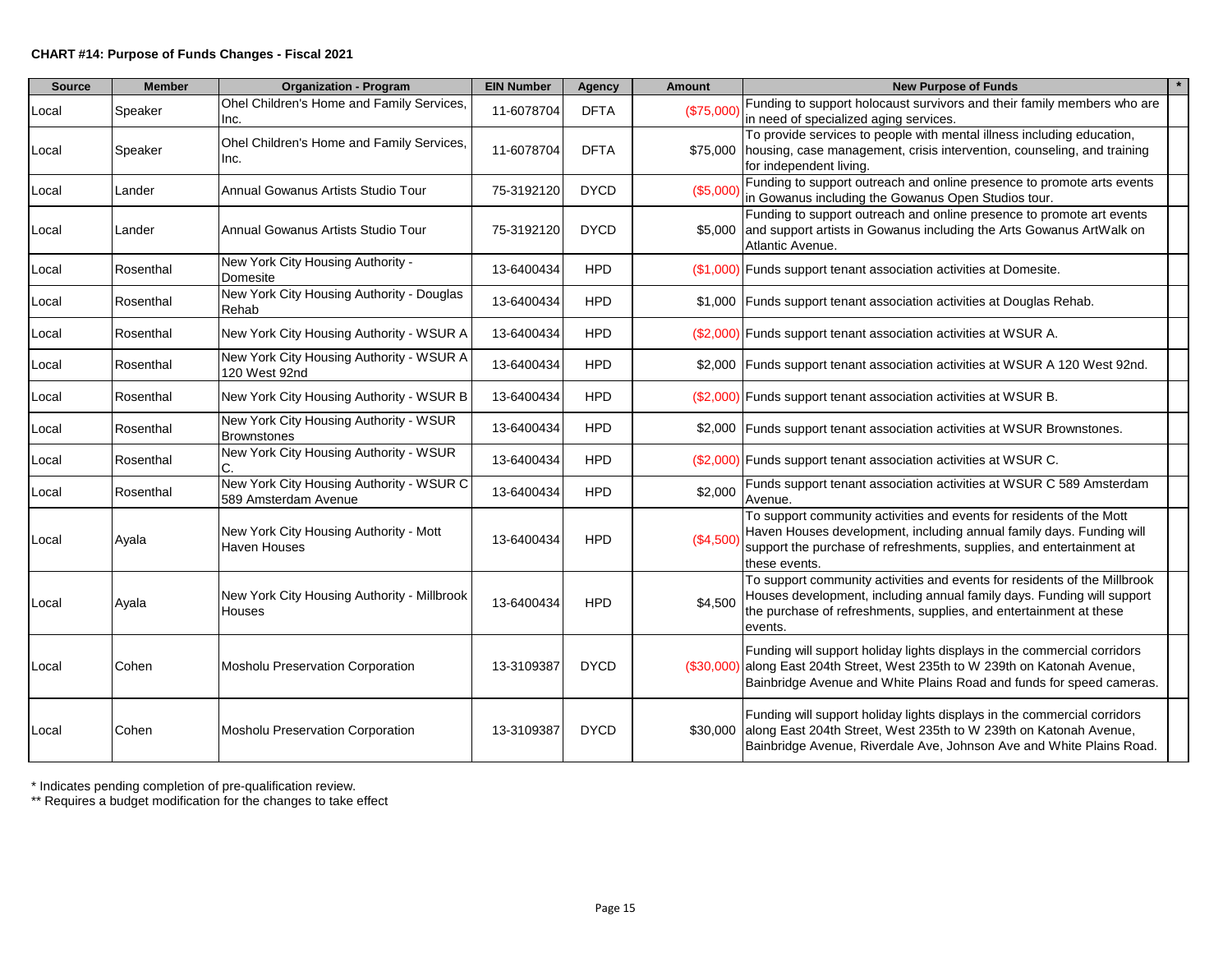**CHART #14: Purpose of Funds Changes - Fiscal 2021**

| Source | Member | Organization - Program | EIN Number | Agency | Amount | New Purpose of Funds | * |
|---|---|---|---|---|---|---|---|
| Local | Speaker | Ohel Children's Home and Family Services, Inc. | 11-6078704 | DFTA | ($75,000) | Funding to support holocaust survivors and their family members who are in need of specialized aging services. | |
| Local | Speaker | Ohel Children's Home and Family Services, Inc. | 11-6078704 | DFTA | $75,000 | To provide services to people with mental illness including education, housing, case management, crisis intervention, counseling, and training for independent living. | |
| Local | Lander | Annual Gowanus Artists Studio Tour | 75-3192120 | DYCD | ($5,000) | Funding to support outreach and online presence to promote arts events in Gowanus including the Gowanus Open Studios tour. | |
| Local | Lander | Annual Gowanus Artists Studio Tour | 75-3192120 | DYCD | $5,000 | Funding to support outreach and online presence to promote art events and support artists in Gowanus including the Arts Gowanus ArtWalk on Atlantic Avenue. | |
| Local | Rosenthal | New York City Housing Authority - Domesite | 13-6400434 | HPD | ($1,000) | Funds support tenant association activities at Domesite. | |
| Local | Rosenthal | New York City Housing Authority - Douglas Rehab | 13-6400434 | HPD | $1,000 | Funds support tenant association activities at Douglas Rehab. | |
| Local | Rosenthal | New York City Housing Authority - WSUR A | 13-6400434 | HPD | ($2,000) | Funds support tenant association activities at WSUR A. | |
| Local | Rosenthal | New York City Housing Authority - WSUR A 120 West 92nd | 13-6400434 | HPD | $2,000 | Funds support tenant association activities at WSUR A 120 West 92nd. | |
| Local | Rosenthal | New York City Housing Authority - WSUR B | 13-6400434 | HPD | ($2,000) | Funds support tenant association activities at WSUR B. | |
| Local | Rosenthal | New York City Housing Authority - WSUR Brownstones | 13-6400434 | HPD | $2,000 | Funds support tenant association activities at WSUR Brownstones. | |
| Local | Rosenthal | New York City Housing Authority - WSUR C. | 13-6400434 | HPD | ($2,000) | Funds support tenant association activities at WSUR C. | |
| Local | Rosenthal | New York City Housing Authority - WSUR C 589 Amsterdam Avenue | 13-6400434 | HPD | $2,000 | Funds support tenant association activities at WSUR C 589 Amsterdam Avenue. | |
| Local | Ayala | New York City Housing Authority - Mott Haven Houses | 13-6400434 | HPD | ($4,500) | To support community activities and events for residents of the Mott Haven Houses development, including annual family days. Funding will support the purchase of refreshments, supplies, and entertainment at these events. | |
| Local | Ayala | New York City Housing Authority - Millbrook Houses | 13-6400434 | HPD | $4,500 | To support community activities and events for residents of the Millbrook Houses development, including annual family days. Funding will support the purchase of refreshments, supplies, and entertainment at these events. | |
| Local | Cohen | Mosholu Preservation Corporation | 13-3109387 | DYCD | ($30,000) | Funding will support holiday lights displays in the commercial corridors along East 204th Street, West 235th to W 239th on Katonah Avenue, Bainbridge Avenue and White Plains Road and funds for speed cameras. | |
| Local | Cohen | Mosholu Preservation Corporation | 13-3109387 | DYCD | $30,000 | Funding will support holiday lights displays in the commercial corridors along East 204th Street, West 235th to W 239th on Katonah Avenue, Bainbridge Avenue, Riverdale Ave, Johnson Ave and White Plains Road. | |

* Indicates pending completion of pre-qualification review.

** Requires a budget modification for the changes to take effect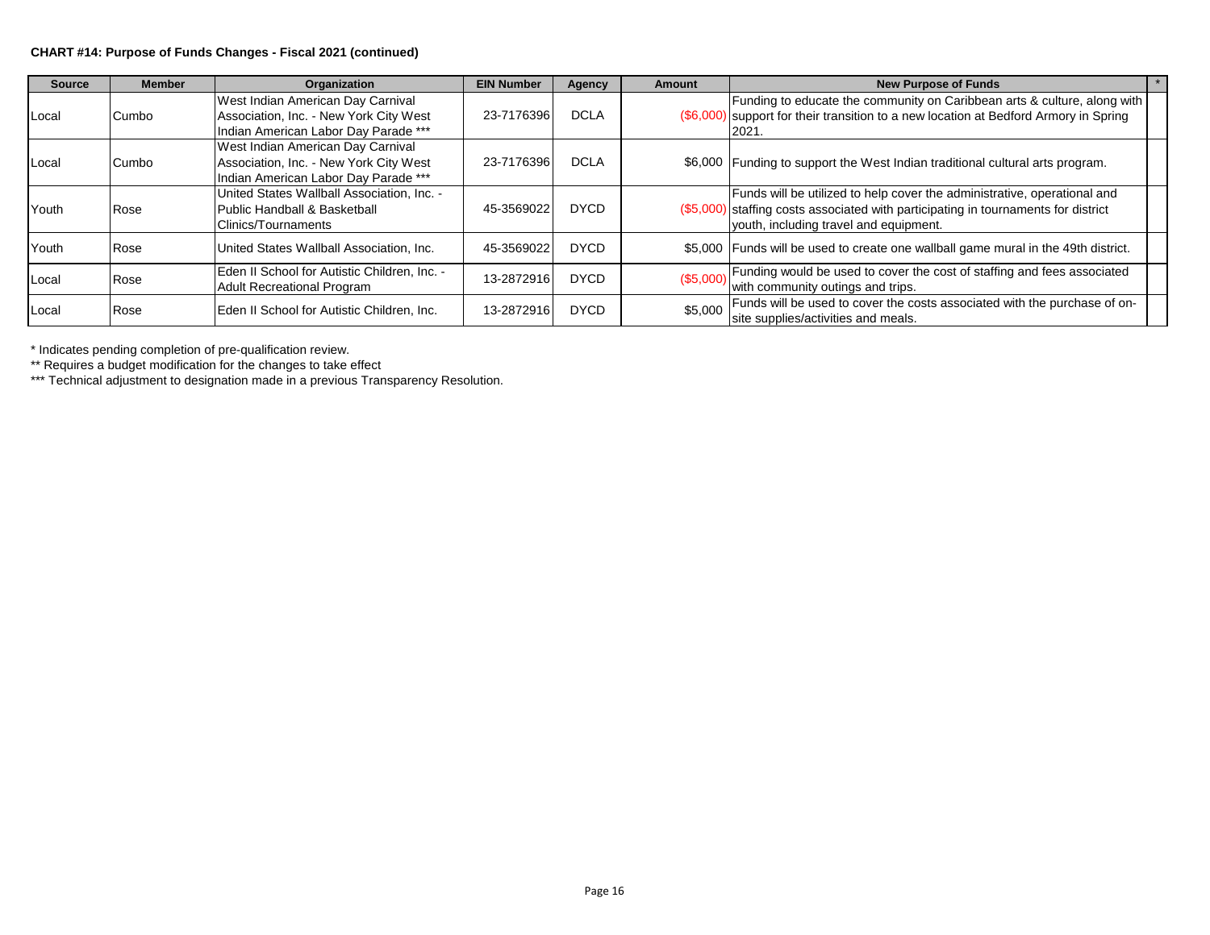**CHART #14: Purpose of Funds Changes - Fiscal 2021 (continued)**

| Source | Member | Organization | EIN Number | Agency | Amount | New Purpose of Funds | * |
|---|---|---|---|---|---|---|---|
| Local | Cumbo | West Indian American Day Carnival Association, Inc. - New York City West Indian American Labor Day Parade *** | 23-7176396 | DCLA | ($6,000) | Funding to educate the community on Caribbean arts & culture, along with support for their transition to a new location at Bedford Armory in Spring 2021. | |
| Local | Cumbo | West Indian American Day Carnival Association, Inc. - New York City West Indian American Labor Day Parade *** | 23-7176396 | DCLA | $6,000 | Funding to support the West Indian traditional cultural arts program. | |
| Youth | Rose | United States Wallball Association, Inc. - Public Handball & Basketball Clinics/Tournaments | 45-3569022 | DYCD | ($5,000) | Funds will be utilized to help cover the administrative, operational and staffing costs associated with participating in tournaments for district youth, including travel and equipment. | |
| Youth | Rose | United States Wallball Association, Inc. | 45-3569022 | DYCD | $5,000 | Funds will be used to create one wallball game mural in the 49th district. | |
| Local | Rose | Eden II School for Autistic Children, Inc. - Adult Recreational Program | 13-2872916 | DYCD | ($5,000) | Funding would be used to cover the cost of staffing and fees associated with community outings and trips. | |
| Local | Rose | Eden II School for Autistic Children, Inc. | 13-2872916 | DYCD | $5,000 | Funds will be used to cover the costs associated with the purchase of on-site supplies/activities and meals. | |

\* Indicates pending completion of pre-qualification review.

** Requires a budget modification for the changes to take effect

*** Technical adjustment to designation made in a previous Transparency Resolution.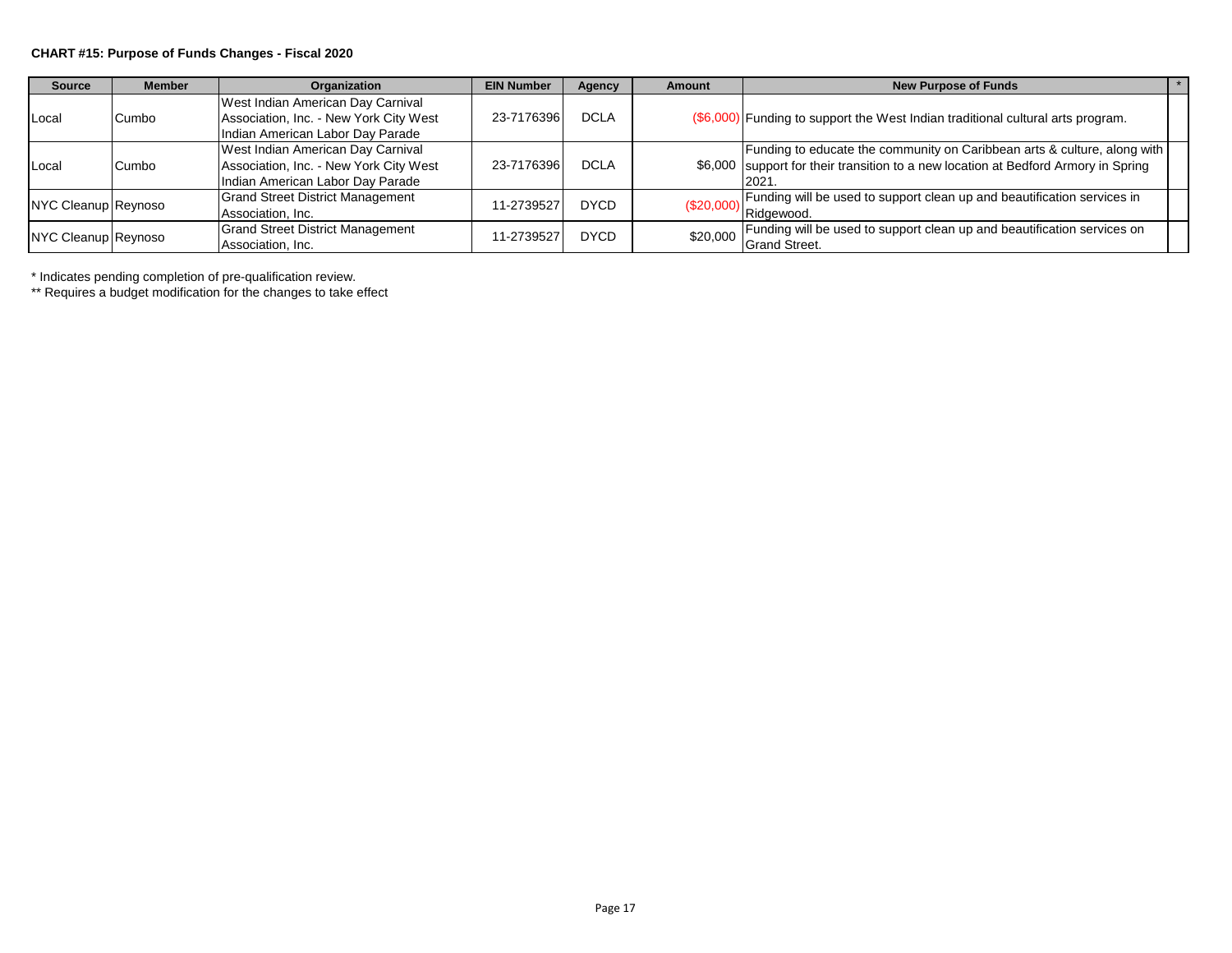**CHART #15: Purpose of Funds Changes - Fiscal 2020**

| Source | Member | Organization | EIN Number | Agency | Amount | New Purpose of Funds | * |
|---|---|---|---|---|---|---|---|
| Local | Cumbo | West Indian American Day Carnival Association, Inc. - New York City West Indian American Labor Day Parade | 23-7176396 | DCLA | ($6,000) | Funding to support the West Indian traditional cultural arts program. | |
| Local | Cumbo | West Indian American Day Carnival Association, Inc. - New York City West Indian American Labor Day Parade | 23-7176396 | DCLA | $6,000 | Funding to educate the community on Caribbean arts & culture, along with support for their transition to a new location at Bedford Armory in Spring 2021. | |
| NYC Cleanup | Reynoso | Grand Street District Management Association, Inc. | 11-2739527 | DYCD | ($20,000) | Funding will be used to support clean up and beautification services in Ridgewood. | |
| NYC Cleanup | Reynoso | Grand Street District Management Association, Inc. | 11-2739527 | DYCD | $20,000 | Funding will be used to support clean up and beautification services on Grand Street. | |

\* Indicates pending completion of pre-qualification review.

** Requires a budget modification for the changes to take effect